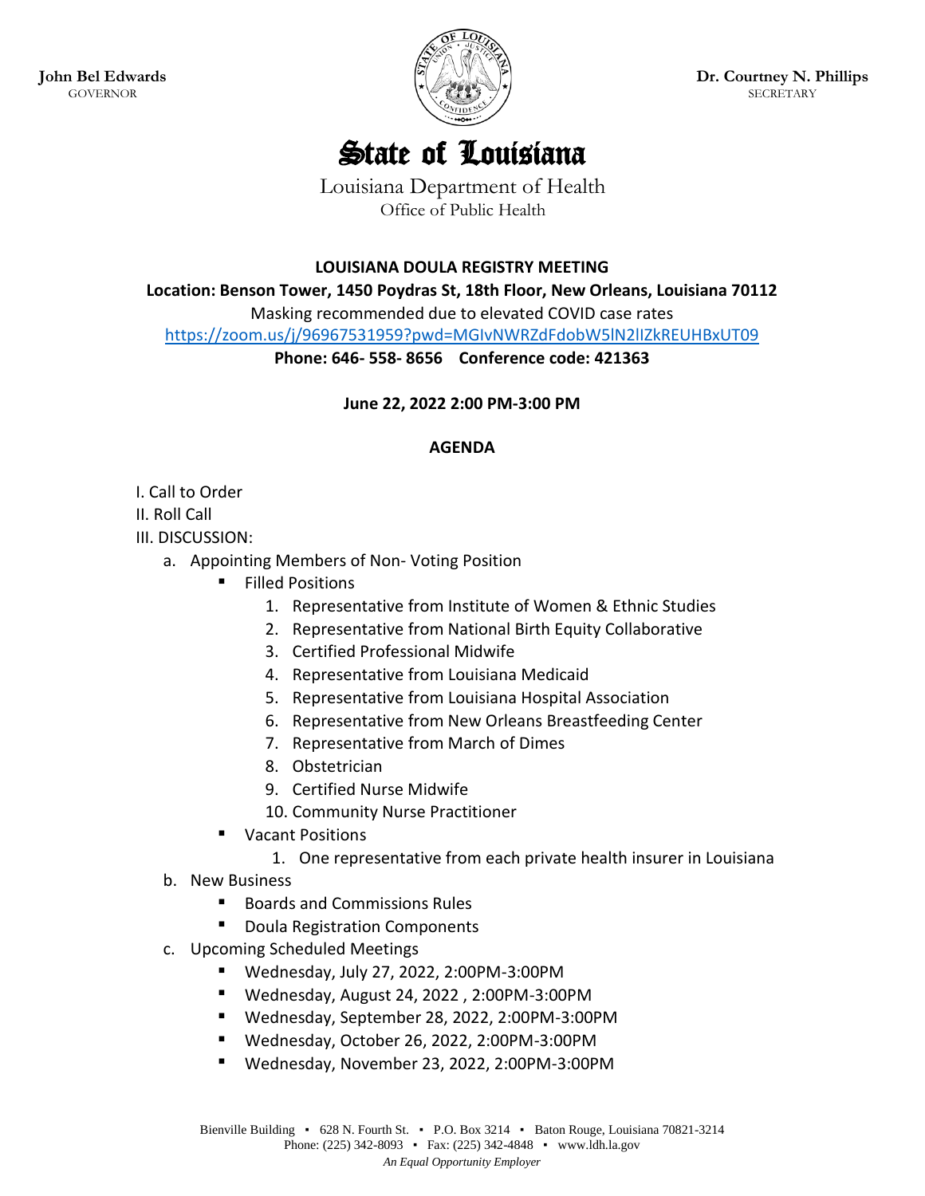**John Bel Edwards**
GOVERNOR

**Dr. Courtney N. Phillips**
SECRETARY

# State of Louisiana

Louisiana Department of Health
Office of Public Health

**LOUISIANA DOULA REGISTRY MEETING**

**Location: Benson Tower, 1450 Poydras St, 18th Floor, New Orleans, Louisiana 70112**

Masking recommended due to elevated COVID case rates

https://zoom.us/j/96967531959?pwd=MGIvNWRZdFdobW5lN2lIZkREUHBxUT09

**Phone: 646- 558- 8656 Conference code: 421363**

**June 22, 2022 2:00 PM-3:00 PM**

**AGENDA**

I. Call to Order

II. Roll Call

III. DISCUSSION:

a. Appointing Members of Non- Voting Position
- Filled Positions
    1. Representative from Institute of Women & Ethnic Studies
    2. Representative from National Birth Equity Collaborative
    3. Certified Professional Midwife
    4. Representative from Louisiana Medicaid
    5. Representative from Louisiana Hospital Association
    6. Representative from New Orleans Breastfeeding Center
    7. Representative from March of Dimes
    8. Obstetrician
    9. Certified Nurse Midwife
    10. Community Nurse Practitioner
- Vacant Positions
    1. One representative from each private health insurer in Louisiana

b. New Business
- Boards and Commissions Rules
- Doula Registration Components

c. Upcoming Scheduled Meetings
- Wednesday, July 27, 2022, 2:00PM-3:00PM
- Wednesday, August 24, 2022 , 2:00PM-3:00PM
- Wednesday, September 28, 2022, 2:00PM-3:00PM
- Wednesday, October 26, 2022, 2:00PM-3:00PM
- Wednesday, November 23, 2022, 2:00PM-3:00PM

Bienville Building ▪ 628 N. Fourth St. ▪ P.O. Box 3214 ▪ Baton Rouge, Louisiana 70821-3214
Phone: (225) 342-8093 ▪ Fax: (225) 342-4848 ▪ www.ldh.la.gov
*An Equal Opportunity Employer*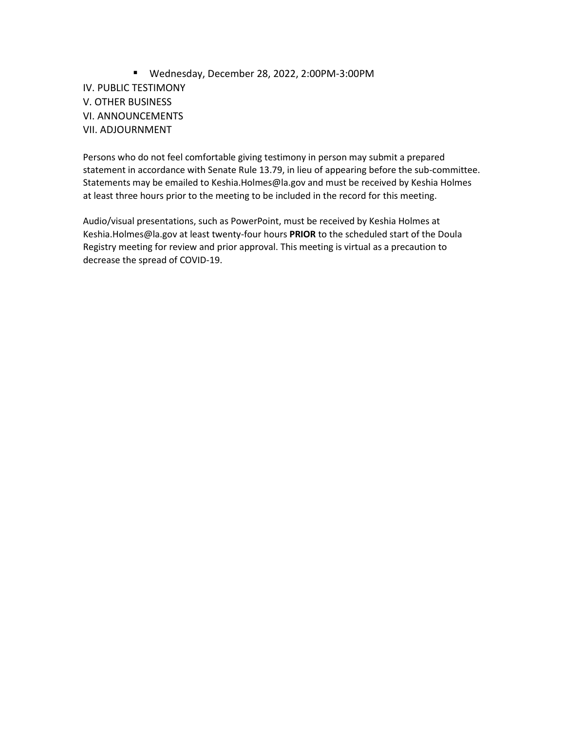- Wednesday, December 28, 2022, 2:00PM-3:00PM

IV. PUBLIC TESTIMONY
V. OTHER BUSINESS
VI. ANNOUNCEMENTS
VII. ADJOURNMENT

Persons who do not feel comfortable giving testimony in person may submit a prepared statement in accordance with Senate Rule 13.79, in lieu of appearing before the sub-committee. Statements may be emailed to Keshia.Holmes@la.gov and must be received by Keshia Holmes at least three hours prior to the meeting to be included in the record for this meeting.

Audio/visual presentations, such as PowerPoint, must be received by Keshia Holmes at Keshia.Holmes@la.gov at least twenty-four hours **PRIOR** to the scheduled start of the Doula Registry meeting for review and prior approval. This meeting is virtual as a precaution to decrease the spread of COVID-19.